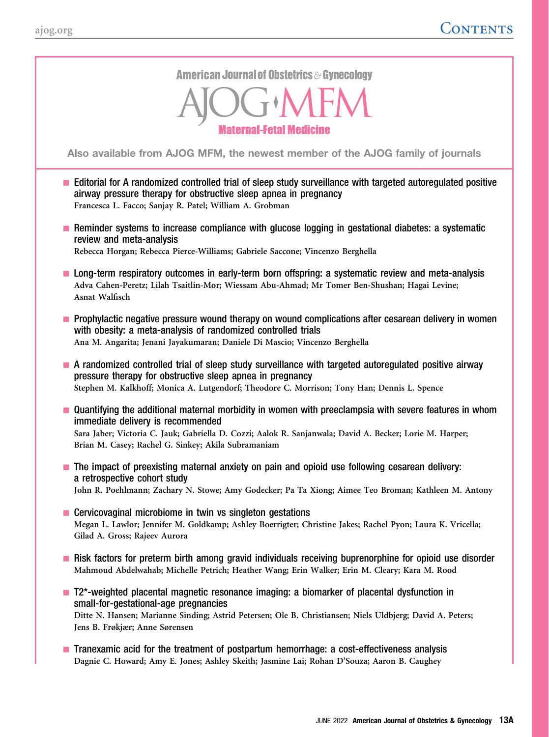# American Journal of Obstetrics & Gynecology

## AJOG·MFM

### Maternal-Fetal Medicine

**Also available from AJOG MFM, the newest member of the AJOG family of journals**

- **Editorial for A randomized controlled trial of sleep study surveillance with targeted autoregulated positive airway pressure therapy for obstructive sleep apnea in pregnancy**
  Francesca L. Facco; Sanjay R. Patel; William A. Grobman

- **Reminder systems to increase compliance with glucose logging in gestational diabetes: a systematic review and meta-analysis**
  Rebecca Horgan; Rebecca Pierce-Williams; Gabriele Saccone; Vincenzo Berghella

- **Long-term respiratory outcomes in early-term born offspring: a systematic review and meta-analysis**
  Adva Cahen-Peretz; Lilah Tsaitlin-Mor; Wiessam Abu-Ahmad; Mr Tomer Ben-Shushan; Hagai Levine; Asnat Walfisch

- **Prophylactic negative pressure wound therapy on wound complications after cesarean delivery in women with obesity: a meta-analysis of randomized controlled trials**
  Ana M. Angarita; Jenani Jayakumaran; Daniele Di Mascio; Vincenzo Berghella

- **A randomized controlled trial of sleep study surveillance with targeted autoregulated positive airway pressure therapy for obstructive sleep apnea in pregnancy**
  Stephen M. Kalkhoff; Monica A. Lutgendorf; Theodore C. Morrison; Tony Han; Dennis L. Spence

- **Quantifying the additional maternal morbidity in women with preeclampsia with severe features in whom immediate delivery is recommended**
  Sara Jaber; Victoria C. Jauk; Gabriella D. Cozzi; Aalok R. Sanjanwala; David A. Becker; Lorie M. Harper; Brian M. Casey; Rachel G. Sinkey; Akila Subramaniam

- **The impact of preexisting maternal anxiety on pain and opioid use following cesarean delivery: a retrospective cohort study**
  John R. Poehlmann; Zachary N. Stowe; Amy Godecker; Pa Ta Xiong; Aimee Teo Broman; Kathleen M. Antony

- **Cervicovaginal microbiome in twin vs singleton gestations**
  Megan L. Lawlor; Jennifer M. Goldkamp; Ashley Boerrigter; Christine Jakes; Rachel Pyon; Laura K. Vricella; Gilad A. Gross; Rajeev Aurora

- **Risk factors for preterm birth among gravid individuals receiving buprenorphine for opioid use disorder**
  Mahmoud Abdelwahab; Michelle Petrich; Heather Wang; Erin Walker; Erin M. Cleary; Kara M. Rood

- **T2*-weighted placental magnetic resonance imaging: a biomarker of placental dysfunction in small-for-gestational-age pregnancies**
  Ditte N. Hansen; Marianne Sinding; Astrid Petersen; Ole B. Christiansen; Niels Uldbjerg; David A. Peters; Jens B. Frøkjær; Anne Sørensen

- **Tranexamic acid for the treatment of postpartum hemorrhage: a cost-effectiveness analysis**
  Dagnie C. Howard; Amy E. Jones; Ashley Skeith; Jasmine Lai; Rohan D'Souza; Aaron B. Caughey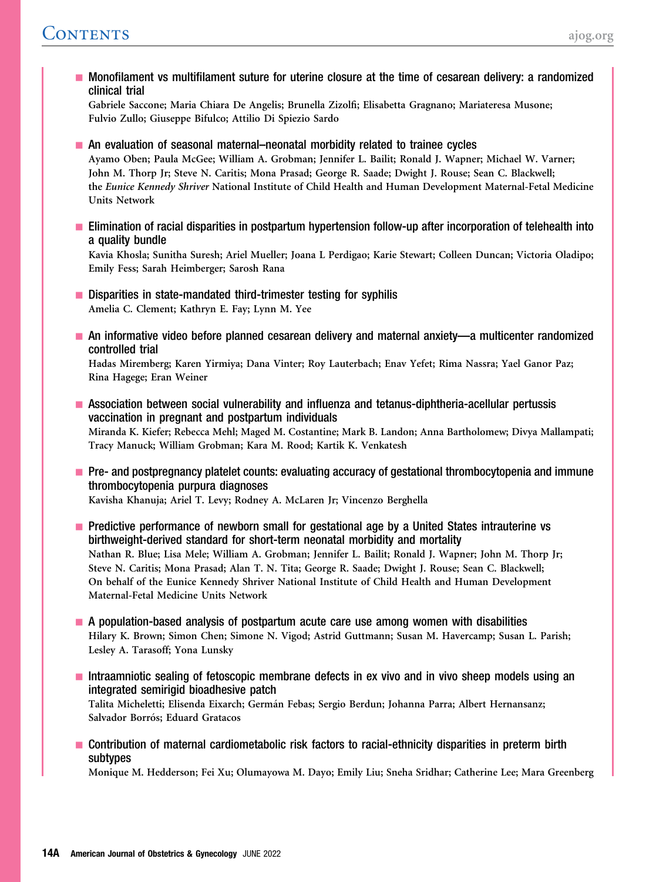- **Monofilament vs multifilament suture for uterine closure at the time of cesarean delivery: a randomized clinical trial**
  Gabriele Saccone; Maria Chiara De Angelis; Brunella Zizolfi; Elisabetta Gragnano; Mariateresa Musone; Fulvio Zullo; Giuseppe Bifulco; Attilio Di Spiezio Sardo

- **An evaluation of seasonal maternal–neonatal morbidity related to trainee cycles**
  Ayamo Oben; Paula McGee; William A. Grobman; Jennifer L. Bailit; Ronald J. Wapner; Michael W. Varner; John M. Thorp Jr; Steve N. Caritis; Mona Prasad; George R. Saade; Dwight J. Rouse; Sean C. Blackwell; the *Eunice Kennedy Shriver* National Institute of Child Health and Human Development Maternal-Fetal Medicine Units Network

- **Elimination of racial disparities in postpartum hypertension follow-up after incorporation of telehealth into a quality bundle**
  Kavia Khosla; Sunitha Suresh; Ariel Mueller; Joana L Perdigao; Karie Stewart; Colleen Duncan; Victoria Oladipo; Emily Fess; Sarah Heimberger; Sarosh Rana

- **Disparities in state-mandated third-trimester testing for syphilis**
  Amelia C. Clement; Kathryn E. Fay; Lynn M. Yee

- **An informative video before planned cesarean delivery and maternal anxiety—a multicenter randomized controlled trial**
  Hadas Miremberg; Karen Yirmiya; Dana Vinter; Roy Lauterbach; Enav Yefet; Rima Nassra; Yael Ganor Paz; Rina Hagege; Eran Weiner

- **Association between social vulnerability and influenza and tetanus-diphtheria-acellular pertussis vaccination in pregnant and postpartum individuals**
  Miranda K. Kiefer; Rebecca Mehl; Maged M. Costantine; Mark B. Landon; Anna Bartholomew; Divya Mallampati; Tracy Manuck; William Grobman; Kara M. Rood; Kartik K. Venkatesh

- **Pre- and postpregnancy platelet counts: evaluating accuracy of gestational thrombocytopenia and immune thrombocytopenia purpura diagnoses**
  Kavisha Khanuja; Ariel T. Levy; Rodney A. McLaren Jr; Vincenzo Berghella

- **Predictive performance of newborn small for gestational age by a United States intrauterine vs birthweight-derived standard for short-term neonatal morbidity and mortality**
  Nathan R. Blue; Lisa Mele; William A. Grobman; Jennifer L. Bailit; Ronald J. Wapner; John M. Thorp Jr; Steve N. Caritis; Mona Prasad; Alan T. N. Tita; George R. Saade; Dwight J. Rouse; Sean C. Blackwell; On behalf of the Eunice Kennedy Shriver National Institute of Child Health and Human Development Maternal-Fetal Medicine Units Network

- **A population-based analysis of postpartum acute care use among women with disabilities**
  Hilary K. Brown; Simon Chen; Simone N. Vigod; Astrid Guttmann; Susan M. Havercamp; Susan L. Parish; Lesley A. Tarasoff; Yona Lunsky

- **Intraamniotic sealing of fetoscopic membrane defects in ex vivo and in vivo sheep models using an integrated semirigid bioadhesive patch**
  Talita Micheletti; Elisenda Eixarch; Germán Febas; Sergio Berdun; Johanna Parra; Albert Hernansanz; Salvador Borrós; Eduard Gratacos

- **Contribution of maternal cardiometabolic risk factors to racial-ethnicity disparities in preterm birth subtypes**
  Monique M. Hedderson; Fei Xu; Olumayowa M. Dayo; Emily Liu; Sneha Sridhar; Catherine Lee; Mara Greenberg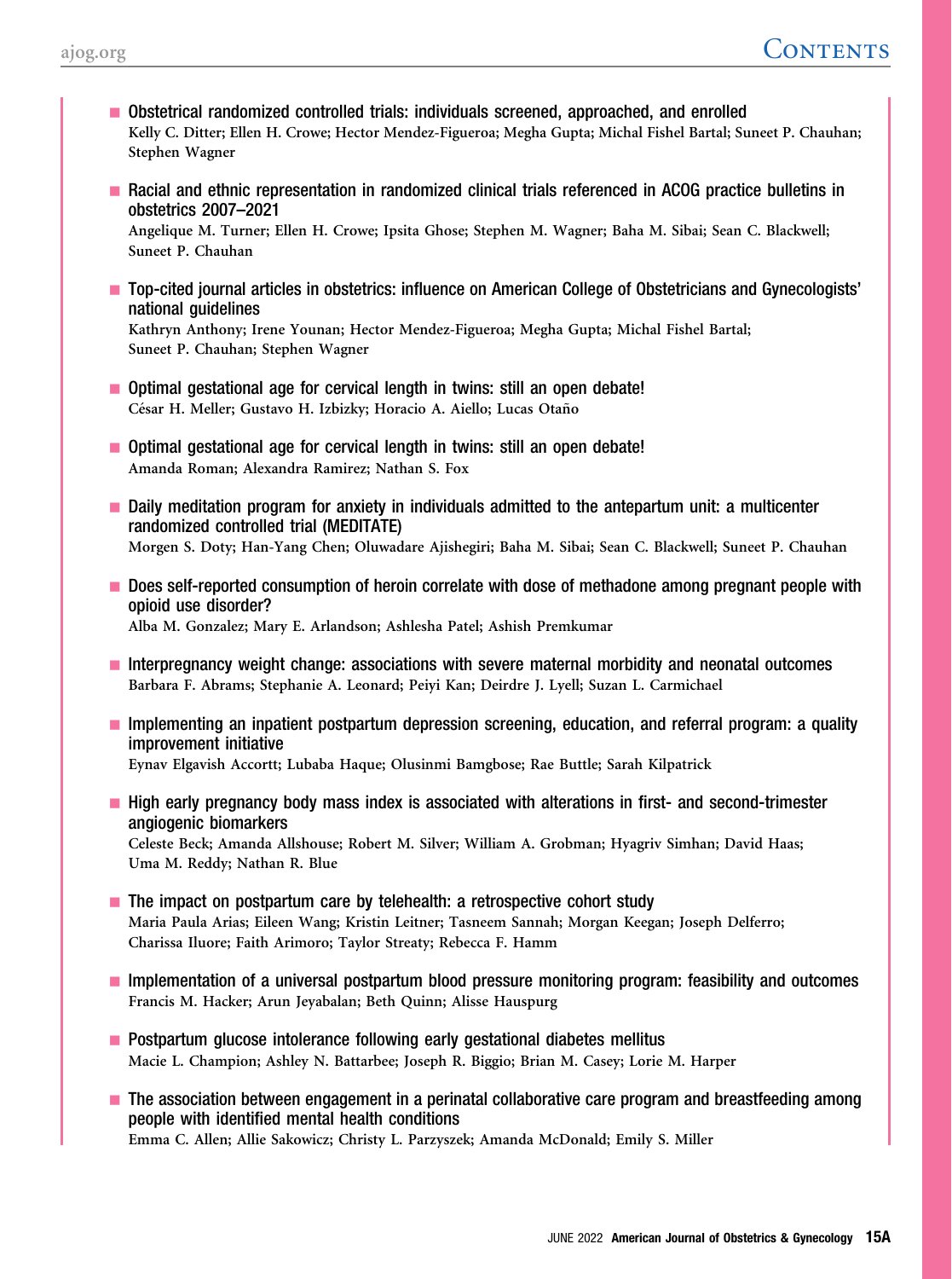- **Obstetrical randomized controlled trials: individuals screened, approached, and enrolled**
  Kelly C. Ditter; Ellen H. Crowe; Hector Mendez-Figueroa; Megha Gupta; Michal Fishel Bartal; Suneet P. Chauhan; Stephen Wagner

- **Racial and ethnic representation in randomized clinical trials referenced in ACOG practice bulletins in obstetrics 2007–2021**
  Angelique M. Turner; Ellen H. Crowe; Ipsita Ghose; Stephen M. Wagner; Baha M. Sibai; Sean C. Blackwell; Suneet P. Chauhan

- **Top-cited journal articles in obstetrics: influence on American College of Obstetricians and Gynecologists' national guidelines**
  Kathryn Anthony; Irene Younan; Hector Mendez-Figueroa; Megha Gupta; Michal Fishel Bartal; Suneet P. Chauhan; Stephen Wagner

- **Optimal gestational age for cervical length in twins: still an open debate!**
  César H. Meller; Gustavo H. Izbizky; Horacio A. Aiello; Lucas Otaño

- **Optimal gestational age for cervical length in twins: still an open debate!**
  Amanda Roman; Alexandra Ramirez; Nathan S. Fox

- **Daily meditation program for anxiety in individuals admitted to the antepartum unit: a multicenter randomized controlled trial (MEDITATE)**
  Morgen S. Doty; Han-Yang Chen; Oluwadare Ajishegiri; Baha M. Sibai; Sean C. Blackwell; Suneet P. Chauhan

- **Does self-reported consumption of heroin correlate with dose of methadone among pregnant people with opioid use disorder?**
  Alba M. Gonzalez; Mary E. Arlandson; Ashlesha Patel; Ashish Premkumar

- **Interpregnancy weight change: associations with severe maternal morbidity and neonatal outcomes**
  Barbara F. Abrams; Stephanie A. Leonard; Peiyi Kan; Deirdre J. Lyell; Suzan L. Carmichael

- **Implementing an inpatient postpartum depression screening, education, and referral program: a quality improvement initiative**
  Eynav Elgavish Accortt; Lubaba Haque; Olusinmi Bamgbose; Rae Buttle; Sarah Kilpatrick

- **High early pregnancy body mass index is associated with alterations in first- and second-trimester angiogenic biomarkers**
  Celeste Beck; Amanda Allshouse; Robert M. Silver; William A. Grobman; Hyagriv Simhan; David Haas; Uma M. Reddy; Nathan R. Blue

- **The impact on postpartum care by telehealth: a retrospective cohort study**
  Maria Paula Arias; Eileen Wang; Kristin Leitner; Tasneem Sannah; Morgan Keegan; Joseph Delferro; Charissa Iluore; Faith Arimoro; Taylor Streaty; Rebecca F. Hamm

- **Implementation of a universal postpartum blood pressure monitoring program: feasibility and outcomes**
  Francis M. Hacker; Arun Jeyabalan; Beth Quinn; Alisse Hauspurg

- **Postpartum glucose intolerance following early gestational diabetes mellitus**
  Macie L. Champion; Ashley N. Battarbee; Joseph R. Biggio; Brian M. Casey; Lorie M. Harper

- **The association between engagement in a perinatal collaborative care program and breastfeeding among people with identified mental health conditions**
  Emma C. Allen; Allie Sakowicz; Christy L. Parzyszek; Amanda McDonald; Emily S. Miller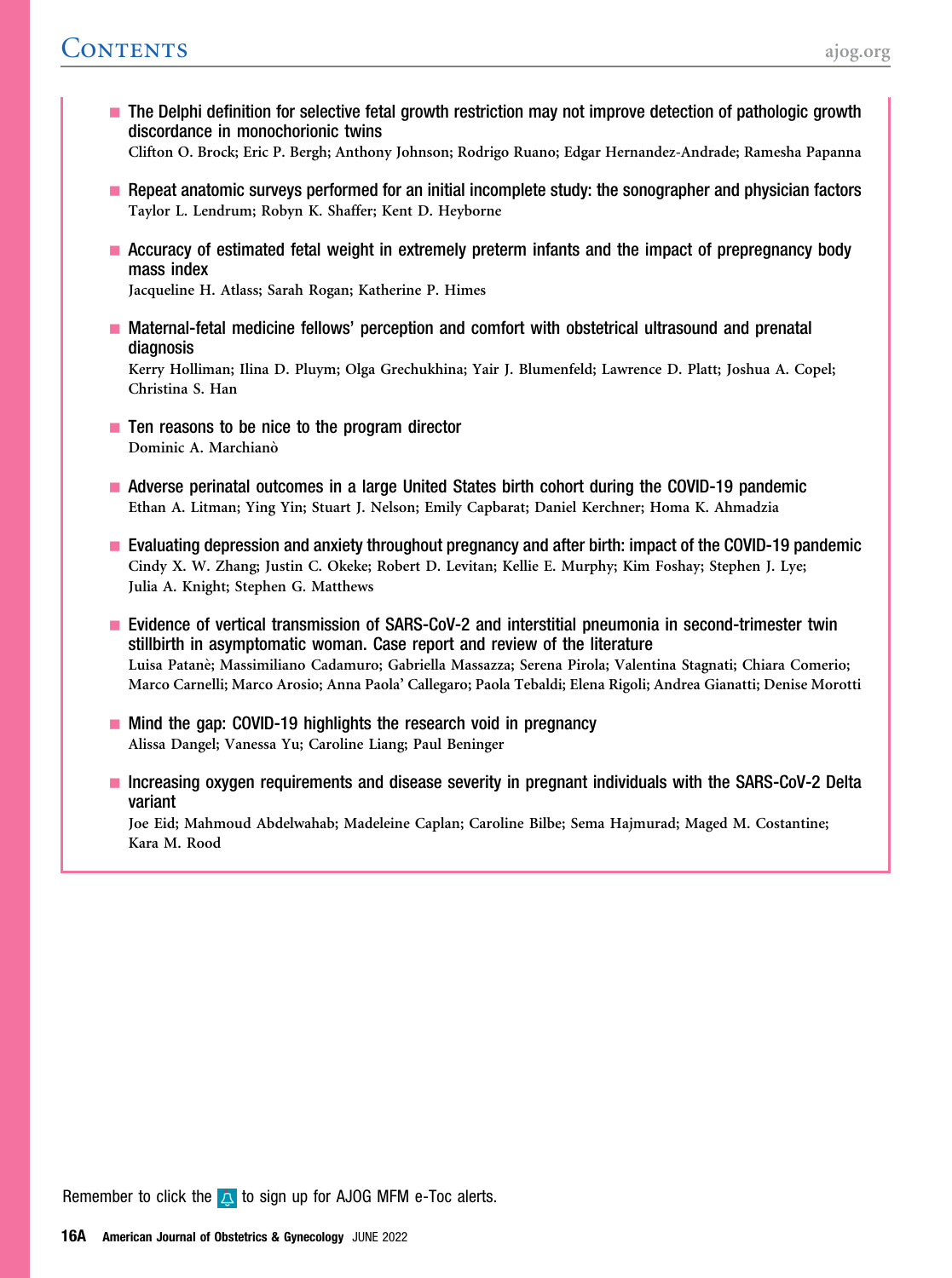# Contents

- **The Delphi definition for selective fetal growth restriction may not improve detection of pathologic growth discordance in monochorionic twins**
  Clifton O. Brock; Eric P. Bergh; Anthony Johnson; Rodrigo Ruano; Edgar Hernandez-Andrade; Ramesha Papanna

- **Repeat anatomic surveys performed for an initial incomplete study: the sonographer and physician factors**
  Taylor L. Lendrum; Robyn K. Shaffer; Kent D. Heyborne

- **Accuracy of estimated fetal weight in extremely preterm infants and the impact of prepregnancy body mass index**
  Jacqueline H. Atlass; Sarah Rogan; Katherine P. Himes

- **Maternal-fetal medicine fellows' perception and comfort with obstetrical ultrasound and prenatal diagnosis**
  Kerry Holliman; Ilina D. Pluym; Olga Grechukhina; Yair J. Blumenfeld; Lawrence D. Platt; Joshua A. Copel; Christina S. Han

- **Ten reasons to be nice to the program director**
  Dominic A. Marchianò

- **Adverse perinatal outcomes in a large United States birth cohort during the COVID-19 pandemic**
  Ethan A. Litman; Ying Yin; Stuart J. Nelson; Emily Capbarat; Daniel Kerchner; Homa K. Ahmadzia

- **Evaluating depression and anxiety throughout pregnancy and after birth: impact of the COVID-19 pandemic**
  Cindy X. W. Zhang; Justin C. Okeke; Robert D. Levitan; Kellie E. Murphy; Kim Foshay; Stephen J. Lye; Julia A. Knight; Stephen G. Matthews

- **Evidence of vertical transmission of SARS-CoV-2 and interstitial pneumonia in second-trimester twin stillbirth in asymptomatic woman. Case report and review of the literature**
  Luisa Patanè; Massimiliano Cadamuro; Gabriella Massazza; Serena Pirola; Valentina Stagnati; Chiara Comerio; Marco Carnelli; Marco Arosio; Anna Paola' Callegaro; Paola Tebaldi; Elena Rigoli; Andrea Gianatti; Denise Morotti

- **Mind the gap: COVID-19 highlights the research void in pregnancy**
  Alissa Dangel; Vanessa Yu; Caroline Liang; Paul Beninger

- **Increasing oxygen requirements and disease severity in pregnant individuals with the SARS-CoV-2 Delta variant**
  Joe Eid; Mahmoud Abdelwahab; Madeleine Caplan; Caroline Bilbe; Sema Hajmurad; Maged M. Costantine; Kara M. Rood

Remember to click the 🔔 to sign up for AJOG MFM e-Toc alerts.